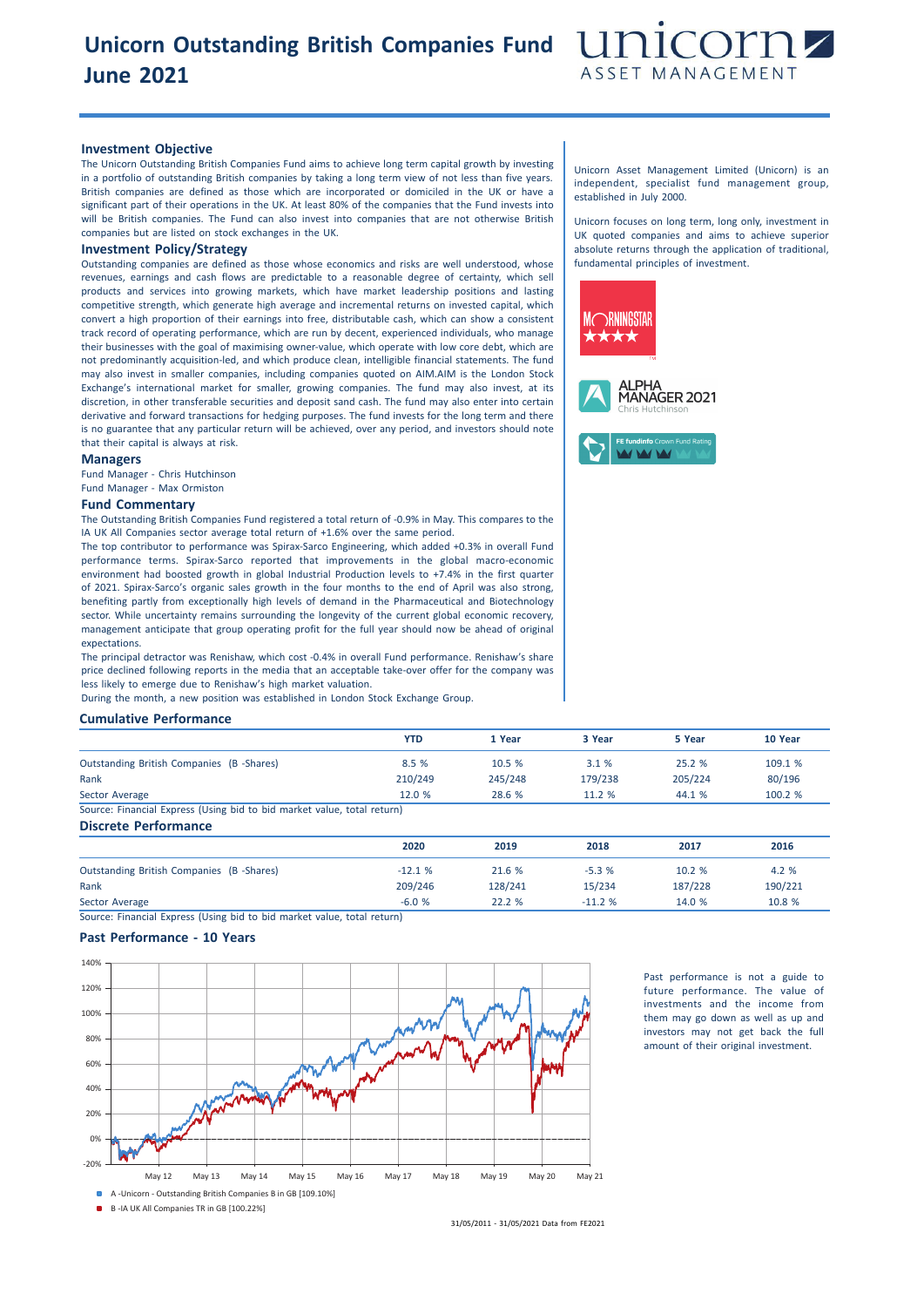# Unicorn Outstanding British Companies Fund
# June 2021

## Investment Objective

The Unicorn Outstanding British Companies Fund aims to achieve long term capital growth by investing in a portfolio of outstanding British companies by taking a long term view of not less than five years. British companies are defined as those which are incorporated or domiciled in the UK or have a significant part of their operations in the UK. At least 80% of the companies that the Fund invests into will be British companies. The Fund can also invest into companies that are not otherwise British companies but are listed on stock exchanges in the UK.

## Investment Policy/Strategy

Outstanding companies are defined as those whose economics and risks are well understood, whose revenues, earnings and cash flows are predictable to a reasonable degree of certainty, which sell products and services into growing markets, which have market leadership positions and lasting competitive strength, which generate high average and incremental returns on invested capital, which convert a high proportion of their earnings into free, distributable cash, which can show a consistent track record of operating performance, which are run by decent, experienced individuals, who manage their businesses with the goal of maximising owner-value, which operate with low core debt, which are not predominantly acquisition-led, and which produce clean, intelligible financial statements. The fund may also invest in smaller companies, including companies quoted on AIM.AIM is the London Stock Exchange's international market for smaller, growing companies. The fund may also invest, at its discretion, in other transferable securities and deposit sand cash. The fund may also enter into certain derivative and forward transactions for hedging purposes. The fund invests for the long term and there is no guarantee that any particular return will be achieved, over any period, and investors should note that their capital is always at risk.

## Managers

Fund Manager - Chris Hutchinson
Fund Manager - Max Ormiston

## Fund Commentary

The Outstanding British Companies Fund registered a total return of -0.9% in May. This compares to the IA UK All Companies sector average total return of +1.6% over the same period.

The top contributor to performance was Spirax-Sarco Engineering, which added +0.3% in overall Fund performance terms. Spirax-Sarco reported that improvements in the global macro-economic environment had boosted growth in global Industrial Production levels to +7.4% in the first quarter of 2021. Spirax-Sarco's organic sales growth in the four months to the end of April was also strong, benefiting partly from exceptionally high levels of demand in the Pharmaceutical and Biotechnology sector. While uncertainty remains surrounding the longevity of the current global economic recovery, management anticipate that group operating profit for the full year should now be ahead of original expectations.

The principal detractor was Renishaw, which cost -0.4% in overall Fund performance. Renishaw's share price declined following reports in the media that an acceptable take-over offer for the company was less likely to emerge due to Renishaw's high market valuation.

During the month, a new position was established in London Stock Exchange Group.

Unicorn Asset Management Limited (Unicorn) is an independent, specialist fund management group, established in July 2000.

Unicorn focuses on long term, long only, investment in UK quoted companies and aims to achieve superior absolute returns through the application of traditional, fundamental principles of investment.

MORNINGSTAR ★★★★

ALPHA MANAGER 2021 Chris Hutchinson

FE fundinfo Crown Fund Rating

## Cumulative Performance

| | YTD | 1 Year | 3 Year | 5 Year | 10 Year |
|---|---|---|---|---|---|
| Outstanding British Companies (B -Shares) | 8.5 % | 10.5 % | 3.1 % | 25.2 % | 109.1 % |
| Rank | 210/249 | 245/248 | 179/238 | 205/224 | 80/196 |
| Sector Average | 12.0 % | 28.6 % | 11.2 % | 44.1 % | 100.2 % |

Source: Financial Express (Using bid to bid market value, total return)

## Discrete Performance

| | 2020 | 2019 | 2018 | 2017 | 2016 |
|---|---|---|---|---|---|
| Outstanding British Companies (B -Shares) | -12.1 % | 21.6 % | -5.3 % | 10.2 % | 4.2 % |
| Rank | 209/246 | 128/241 | 15/234 | 187/228 | 190/221 |
| Sector Average | -6.0 % | 22.2 % | -11.2 % | 14.0 % | 10.8 % |

Source: Financial Express (Using bid to bid market value, total return)

## Past Performance - 10 Years

A -Unicorn - Outstanding British Companies B in GB [109.10%]

B -IA UK All Companies TR in GB [100.22%]

31/05/2011 - 31/05/2021 Data from FE2021

Past performance is not a guide to future performance. The value of investments and the income from them may go down as well as up and investors may not get back the full amount of their original investment.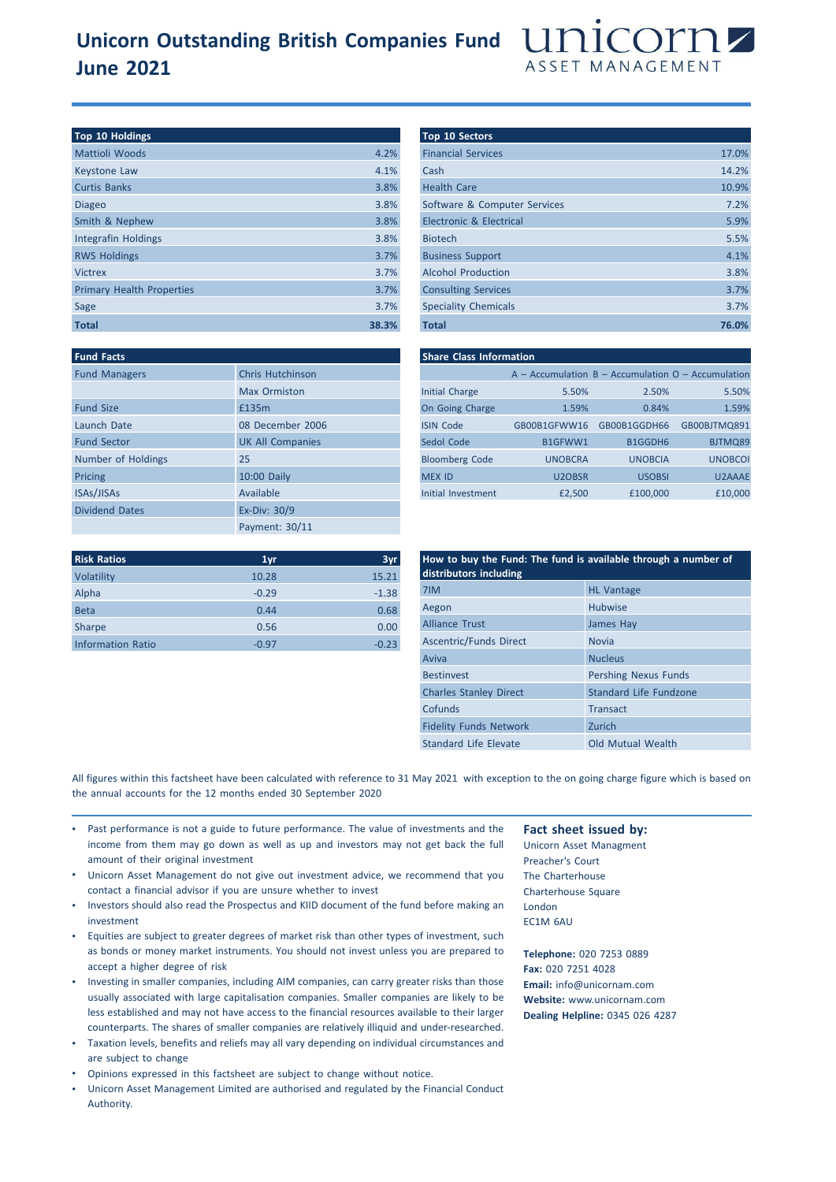# Unicorn Outstanding British Companies Fund
# June 2021

| Top 10 Holdings | |
|---|---|
| Mattioli Woods | 4.2% |
| Keystone Law | 4.1% |
| Curtis Banks | 3.8% |
| Diageo | 3.8% |
| Smith & Nephew | 3.8% |
| Integrafin Holdings | 3.8% |
| RWS Holdings | 3.7% |
| Victrex | 3.7% |
| Primary Health Properties | 3.7% |
| Sage | 3.7% |
| **Total** | **38.3%** |

| Top 10 Sectors | |
|---|---|
| Financial Services | 17.0% |
| Cash | 14.2% |
| Health Care | 10.9% |
| Software & Computer Services | 7.2% |
| Electronic & Electrical | 5.9% |
| Biotech | 5.5% |
| Business Support | 4.1% |
| Alcohol Production | 3.8% |
| Consulting Services | 3.7% |
| Speciality Chemicals | 3.7% |
| **Total** | **76.0%** |

| Fund Facts | |
|---|---|
| Fund Managers | Chris Hutchinson |
| | Max Ormiston |
| Fund Size | £135m |
| Launch Date | 08 December 2006 |
| Fund Sector | UK All Companies |
| Number of Holdings | 25 |
| Pricing | 10:00 Daily |
| ISAs/JISAs | Available |
| Dividend Dates | Ex-Div: 30/9 |
| | Payment: 30/11 |

| Share Class Information | A – Accumulation | B – Accumulation | O – Accumulation |
|---|---|---|---|
| Initial Charge | 5.50% | 2.50% | 5.50% |
| On Going Charge | 1.59% | 0.84% | 1.59% |
| ISIN Code | GB00B1GFWW16 | GB00B1GGDH66 | GB00BJTMQ891 |
| Sedol Code | B1GFWW1 | B1GGDH6 | BJTMQ89 |
| Bloomberg Code | UNOBCRA | UNOBCIA | UNOBCOI |
| MEX ID | U2OBSR | USOBSI | U2AAAE |
| Initial Investment | £2,500 | £100,000 | £10,000 |

| Risk Ratios | 1yr | 3yr |
|---|---|---|
| Volatility | 10.28 | 15.21 |
| Alpha | -0.29 | -1.38 |
| Beta | 0.44 | 0.68 |
| Sharpe | 0.56 | 0.00 |
| Information Ratio | -0.97 | -0.23 |

| How to buy the Fund: The fund is available through a number of distributors including | |
|---|---|
| 7IM | HL Vantage |
| Aegon | Hubwise |
| Alliance Trust | James Hay |
| Ascentric/Funds Direct | Novia |
| Aviva | Nucleus |
| Bestinvest | Pershing Nexus Funds |
| Charles Stanley Direct | Standard Life Fundzone |
| Cofunds | Transact |
| Fidelity Funds Network | Zurich |
| Standard Life Elevate | Old Mutual Wealth |

All figures within this factsheet have been calculated with reference to 31 May 2021 with exception to the on going charge figure which is based on the annual accounts for the 12 months ended 30 September 2020

- Past performance is not a guide to future performance. The value of investments and the income from them may go down as well as up and investors may not get back the full amount of their original investment
- Unicorn Asset Management do not give out investment advice, we recommend that you contact a financial advisor if you are unsure whether to invest
- Investors should also read the Prospectus and KIID document of the fund before making an investment
- Equities are subject to greater degrees of market risk than other types of investment, such as bonds or money market instruments. You should not invest unless you are prepared to accept a higher degree of risk
- Investing in smaller companies, including AIM companies, can carry greater risks than those usually associated with large capitalisation companies. Smaller companies are likely to be less established and may not have access to the financial resources available to their larger counterparts. The shares of smaller companies are relatively illiquid and under-researched.
- Taxation levels, benefits and reliefs may all vary depending on individual circumstances and are subject to change
- Opinions expressed in this factsheet are subject to change without notice.
- Unicorn Asset Management Limited are authorised and regulated by the Financial Conduct Authority.

**Fact sheet issued by:**
Unicorn Asset Managment
Preacher's Court
The Charterhouse
Charterhouse Square
London
EC1M 6AU

**Telephone:** 020 7253 0889
**Fax:** 020 7251 4028
**Email:** info@unicornam.com
**Website:** www.unicornam.com
**Dealing Helpline:** 0345 026 4287